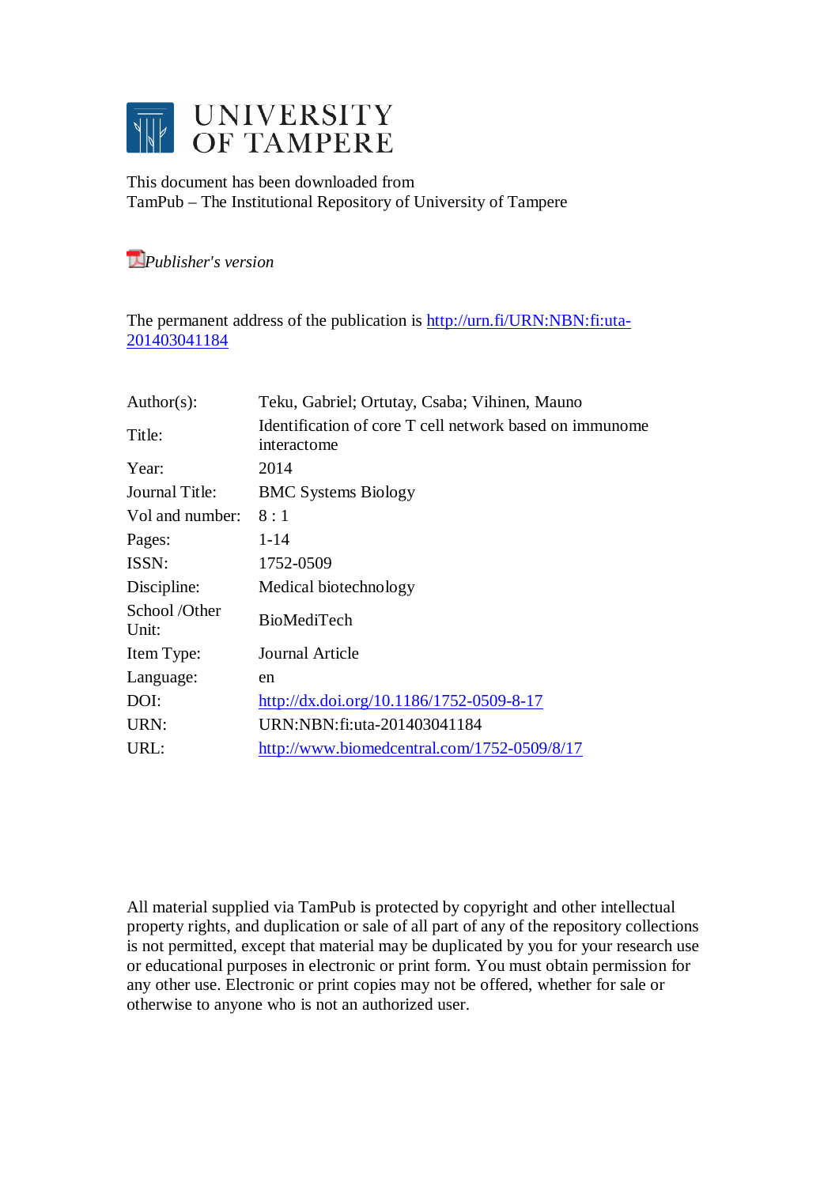# UNIVERSITY OF TAMPERE

This document has been downloaded from
TamPub – The Institutional Repository of University of Tampere

*Publisher's version*

The permanent address of the publication is http://urn.fi/URN:NBN:fi:uta-201403041184

| | |
|---|---|
| Author(s): | Teku, Gabriel; Ortutay, Csaba; Vihinen, Mauno |
| Title: | Identification of core T cell network based on immunome interactome |
| Year: | 2014 |
| Journal Title: | BMC Systems Biology |
| Vol and number: | 8 : 1 |
| Pages: | 1-14 |
| ISSN: | 1752-0509 |
| Discipline: | Medical biotechnology |
| School /Other Unit: | BioMediTech |
| Item Type: | Journal Article |
| Language: | en |
| DOI: | http://dx.doi.org/10.1186/1752-0509-8-17 |
| URN: | URN:NBN:fi:uta-201403041184 |
| URL: | http://www.biomedcentral.com/1752-0509/8/17 |

All material supplied via TamPub is protected by copyright and other intellectual property rights, and duplication or sale of all part of any of the repository collections is not permitted, except that material may be duplicated by you for your research use or educational purposes in electronic or print form. You must obtain permission for any other use. Electronic or print copies may not be offered, whether for sale or otherwise to anyone who is not an authorized user.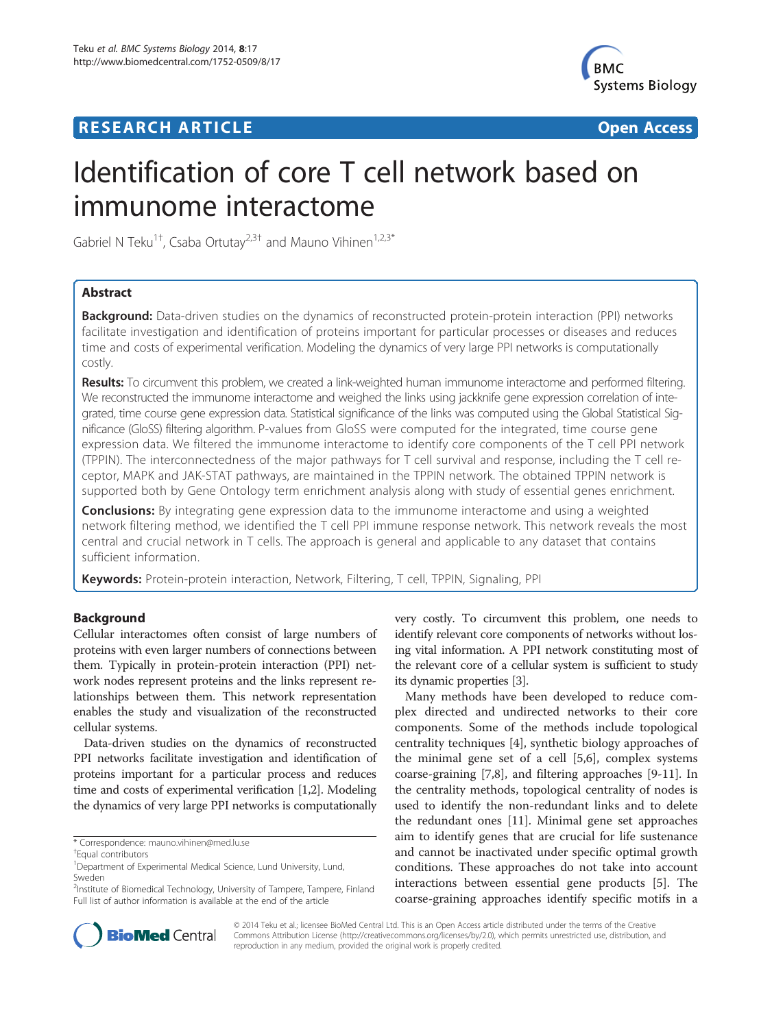# Identification of core T cell network based on immunome interactome

Gabriel N Teku[1†], Csaba Ortutay[2,3†] and Mauno Vihinen[1,2,3*]

## Abstract

**Background:** Data-driven studies on the dynamics of reconstructed protein-protein interaction (PPI) networks facilitate investigation and identification of proteins important for particular processes or diseases and reduces time and costs of experimental verification. Modeling the dynamics of very large PPI networks is computationally costly.

**Results:** To circumvent this problem, we created a link-weighted human immunome interactome and performed filtering. We reconstructed the immunome interactome and weighed the links using jackknife gene expression correlation of integrated, time course gene expression data. Statistical significance of the links was computed using the Global Statistical Significance (GloSS) filtering algorithm. P-values from GloSS were computed for the integrated, time course gene expression data. We filtered the immunome interactome to identify core components of the T cell PPI network (TPPIN). The interconnectedness of the major pathways for T cell survival and response, including the T cell receptor, MAPK and JAK-STAT pathways, are maintained in the TPPIN network. The obtained TPPIN network is supported both by Gene Ontology term enrichment analysis along with study of essential genes enrichment.

**Conclusions:** By integrating gene expression data to the immunome interactome and using a weighted network filtering method, we identified the T cell PPI immune response network. This network reveals the most central and crucial network in T cells. The approach is general and applicable to any dataset that contains sufficient information.

**Keywords:** Protein-protein interaction, Network, Filtering, T cell, TPPIN, Signaling, PPI

## Background

Cellular interactomes often consist of large numbers of proteins with even larger numbers of connections between them. Typically in protein-protein interaction (PPI) network nodes represent proteins and the links represent relationships between them. This network representation enables the study and visualization of the reconstructed cellular systems.

Data-driven studies on the dynamics of reconstructed PPI networks facilitate investigation and identification of proteins important for a particular process and reduces time and costs of experimental verification [1,2]. Modeling the dynamics of very large PPI networks is computationally very costly. To circumvent this problem, one needs to identify relevant core components of networks without losing vital information. A PPI network constituting most of the relevant core of a cellular system is sufficient to study its dynamic properties [3].

Many methods have been developed to reduce complex directed and undirected networks to their core components. Some of the methods include topological centrality techniques [4], synthetic biology approaches of the minimal gene set of a cell [5,6], complex systems coarse-graining [7,8], and filtering approaches [9-11]. In the centrality methods, topological centrality of nodes is used to identify the non-redundant links and to delete the redundant ones [11]. Minimal gene set approaches aim to identify genes that are crucial for life sustenance and cannot be inactivated under specific optimal growth conditions. These approaches do not take into account interactions between essential gene products [5]. The coarse-graining approaches identify specific motifs in a

\* Correspondence: mauno.vihinen@med.lu.se
†Equal contributors
[1]Department of Experimental Medical Science, Lund University, Lund, Sweden
[2]Institute of Biomedical Technology, University of Tampere, Tampere, Finland
Full list of author information is available at the end of the article

© 2014 Teku et al.; licensee BioMed Central Ltd. This is an Open Access article distributed under the terms of the Creative Commons Attribution License (http://creativecommons.org/licenses/by/2.0), which permits unrestricted use, distribution, and reproduction in any medium, provided the original work is properly credited.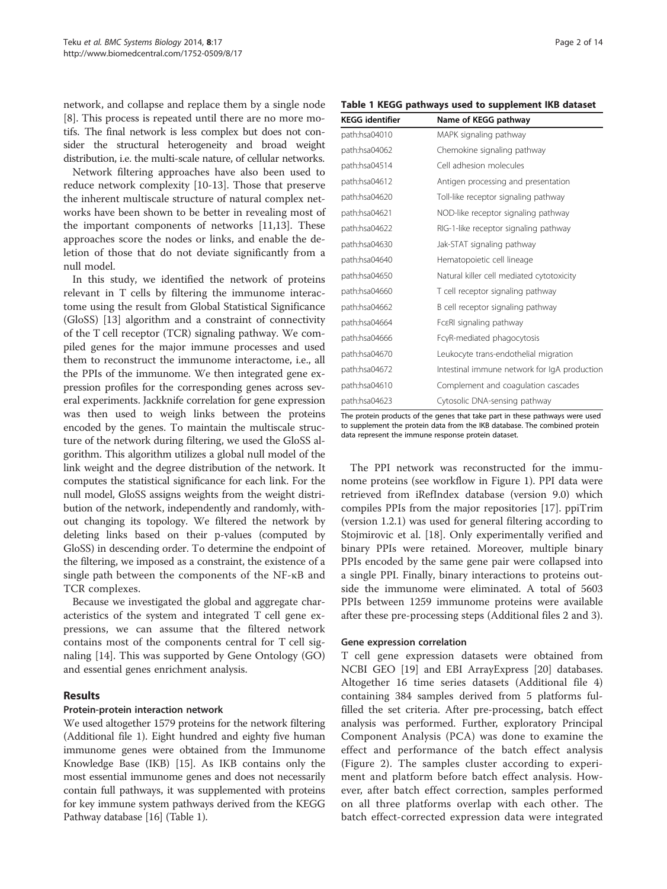network, and collapse and replace them by a single node [8]. This process is repeated until there are no more motifs. The final network is less complex but does not consider the structural heterogeneity and broad weight distribution, i.e. the multi-scale nature, of cellular networks.

Network filtering approaches have also been used to reduce network complexity [10-13]. Those that preserve the inherent multiscale structure of natural complex networks have been shown to be better in revealing most of the important components of networks [11,13]. These approaches score the nodes or links, and enable the deletion of those that do not deviate significantly from a null model.

In this study, we identified the network of proteins relevant in T cells by filtering the immunome interactome using the result from Global Statistical Significance (GloSS) [13] algorithm and a constraint of connectivity of the T cell receptor (TCR) signaling pathway. We compiled genes for the major immune processes and used them to reconstruct the immunome interactome, i.e., all the PPIs of the immunome. We then integrated gene expression profiles for the corresponding genes across several experiments. Jackknife correlation for gene expression was then used to weigh links between the proteins encoded by the genes. To maintain the multiscale structure of the network during filtering, we used the GloSS algorithm. This algorithm utilizes a global null model of the link weight and the degree distribution of the network. It computes the statistical significance for each link. For the null model, GloSS assigns weights from the weight distribution of the network, independently and randomly, without changing its topology. We filtered the network by deleting links based on their p-values (computed by GloSS) in descending order. To determine the endpoint of the filtering, we imposed as a constraint, the existence of a single path between the components of the NF-κB and TCR complexes.

Because we investigated the global and aggregate characteristics of the system and integrated T cell gene expressions, we can assume that the filtered network contains most of the components central for T cell signaling [14]. This was supported by Gene Ontology (GO) and essential genes enrichment analysis.

## Results

### Protein-protein interaction network

We used altogether 1579 proteins for the network filtering (Additional file 1). Eight hundred and eighty five human immunome genes were obtained from the Immunome Knowledge Base (IKB) [15]. As IKB contains only the most essential immunome genes and does not necessarily contain full pathways, it was supplemented with proteins for key immune system pathways derived from the KEGG Pathway database [16] (Table 1).

**Table 1 KEGG pathways used to supplement IKB dataset**

| KEGG identifier | Name of KEGG pathway |
|---|---|
| path:hsa04010 | MAPK signaling pathway |
| path:hsa04062 | Chemokine signaling pathway |
| path:hsa04514 | Cell adhesion molecules |
| path:hsa04612 | Antigen processing and presentation |
| path:hsa04620 | Toll-like receptor signaling pathway |
| path:hsa04621 | NOD-like receptor signaling pathway |
| path:hsa04622 | RIG-1-like receptor signaling pathway |
| path:hsa04630 | Jak-STAT signaling pathway |
| path:hsa04640 | Hematopoietic cell lineage |
| path:hsa04650 | Natural killer cell mediated cytotoxicity |
| path:hsa04660 | T cell receptor signaling pathway |
| path:hsa04662 | B cell receptor signaling pathway |
| path:hsa04664 | FcεRI signaling pathway |
| path:hsa04666 | FcγR-mediated phagocytosis |
| path:hsa04670 | Leukocyte trans-endothelial migration |
| path:hsa04672 | Intestinal immune network for IgA production |
| path:hsa04610 | Complement and coagulation cascades |
| path:hsa04623 | Cytosolic DNA-sensing pathway |

The protein products of the genes that take part in these pathways were used to supplement the protein data from the IKB database. The combined protein data represent the immune response protein dataset.

The PPI network was reconstructed for the immunome proteins (see workflow in Figure 1). PPI data were retrieved from iRefIndex database (version 9.0) which compiles PPIs from the major repositories [17]. ppiTrim (version 1.2.1) was used for general filtering according to Stojmirovic et al. [18]. Only experimentally verified and binary PPIs were retained. Moreover, multiple binary PPIs encoded by the same gene pair were collapsed into a single PPI. Finally, binary interactions to proteins outside the immunome were eliminated. A total of 5603 PPIs between 1259 immunome proteins were available after these pre-processing steps (Additional files 2 and 3).

### Gene expression correlation

T cell gene expression datasets were obtained from NCBI GEO [19] and EBI ArrayExpress [20] databases. Altogether 16 time series datasets (Additional file 4) containing 384 samples derived from 5 platforms fulfilled the set criteria. After pre-processing, batch effect analysis was performed. Further, exploratory Principal Component Analysis (PCA) was done to examine the effect and performance of the batch effect analysis (Figure 2). The samples cluster according to experiment and platform before batch effect analysis. However, after batch effect correction, samples performed on all three platforms overlap with each other. The batch effect-corrected expression data were integrated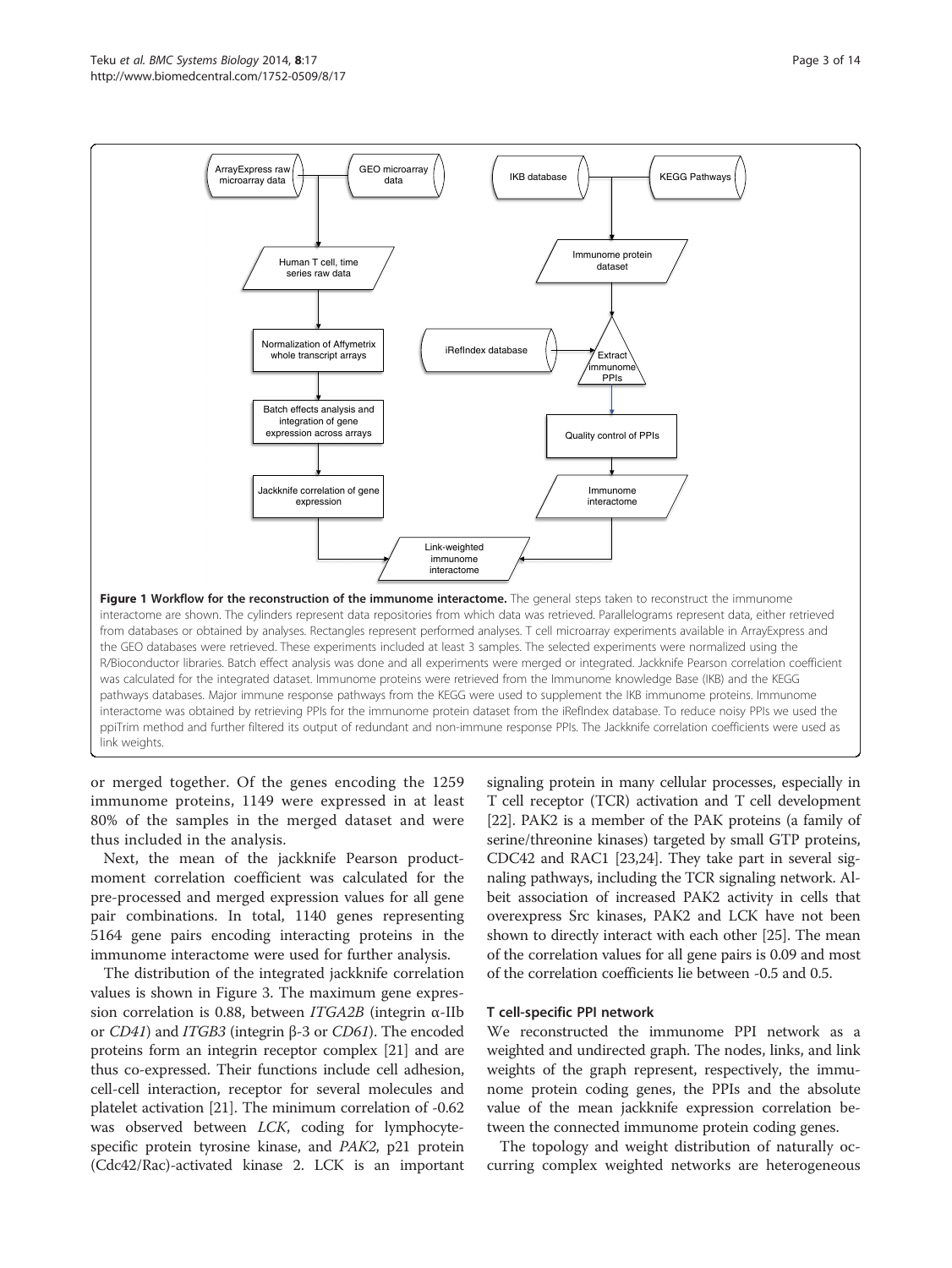**Figure 1 Workflow for the reconstruction of the immunome interactome.** The general steps taken to reconstruct the immunome interactome are shown. The cylinders represent data repositories from which data was retrieved. Parallelograms represent data, either retrieved from databases or obtained by analyses. Rectangles represent performed analyses. T cell microarray experiments available in ArrayExpress and the GEO databases were retrieved. These experiments included at least 3 samples. The selected experiments were normalized using the R/Bioconductor libraries. Batch effect analysis was done and all experiments were merged or integrated. Jackknife Pearson correlation coefficient was calculated for the integrated dataset. Immunome proteins were retrieved from the Immunome knowledge Base (IKB) and the KEGG pathways databases. Major immune response pathways from the KEGG were used to supplement the IKB immunome proteins. Immunome interactome was obtained by retrieving PPIs for the immunome protein dataset from the iRefIndex database. To reduce noisy PPIs we used the ppiTrim method and further filtered its output of redundant and non-immune response PPIs. The Jackknife correlation coefficients were used as link weights.

or merged together. Of the genes encoding the 1259 immunome proteins, 1149 were expressed in at least 80% of the samples in the merged dataset and were thus included in the analysis.

Next, the mean of the jackknife Pearson product-moment correlation coefficient was calculated for the pre-processed and merged expression values for all gene pair combinations. In total, 1140 genes representing 5164 gene pairs encoding interacting proteins in the immunome interactome were used for further analysis.

The distribution of the integrated jackknife correlation values is shown in Figure 3. The maximum gene expression correlation is 0.88, between *ITGA2B* (integrin α-IIb or *CD41*) and *ITGB3* (integrin β-3 or *CD61*). The encoded proteins form an integrin receptor complex [21] and are thus co-expressed. Their functions include cell adhesion, cell-cell interaction, receptor for several molecules and platelet activation [21]. The minimum correlation of -0.62 was observed between *LCK*, coding for lymphocyte-specific protein tyrosine kinase, and *PAK2*, p21 protein (Cdc42/Rac)-activated kinase 2. LCK is an important signaling protein in many cellular processes, especially in T cell receptor (TCR) activation and T cell development [22]. PAK2 is a member of the PAK proteins (a family of serine/threonine kinases) targeted by small GTP proteins, CDC42 and RAC1 [23,24]. They take part in several signaling pathways, including the TCR signaling network. Albeit association of increased PAK2 activity in cells that overexpress Src kinases, PAK2 and LCK have not been shown to directly interact with each other [25]. The mean of the correlation values for all gene pairs is 0.09 and most of the correlation coefficients lie between -0.5 and 0.5.

### T cell-specific PPI network

We reconstructed the immunome PPI network as a weighted and undirected graph. The nodes, links, and link weights of the graph represent, respectively, the immunome protein coding genes, the PPIs and the absolute value of the mean jackknife expression correlation between the connected immunome protein coding genes.

The topology and weight distribution of naturally occurring complex weighted networks are heterogeneous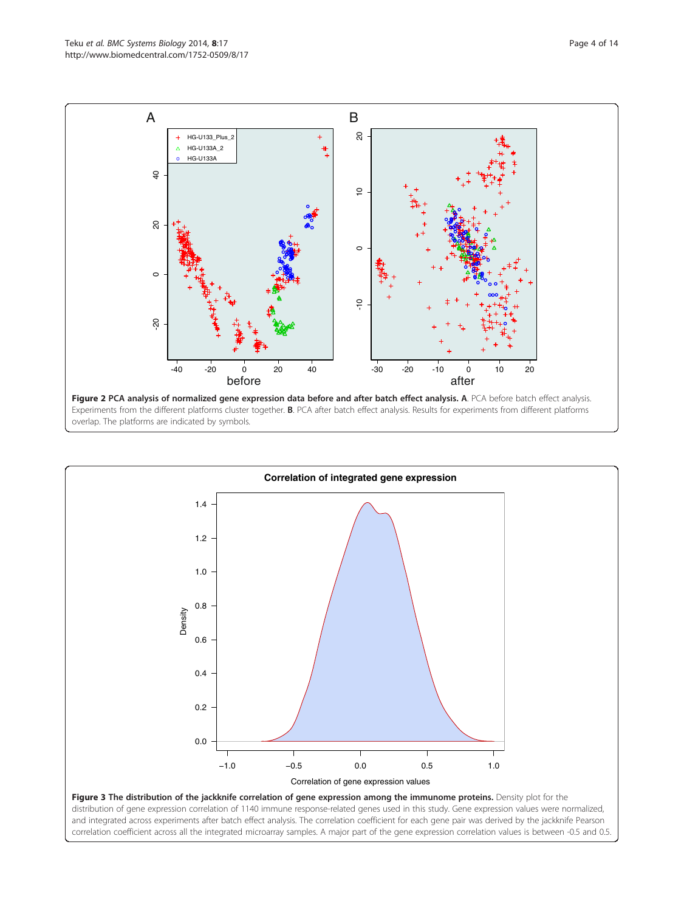**Figure 2 PCA analysis of normalized gene expression data before and after batch effect analysis. A**. PCA before batch effect analysis. Experiments from the different platforms cluster together. **B**. PCA after batch effect analysis. Results for experiments from different platforms overlap. The platforms are indicated by symbols.

**Figure 3 The distribution of the jackknife correlation of gene expression among the immunome proteins.** Density plot for the distribution of gene expression correlation of 1140 immune response-related genes used in this study. Gene expression values were normalized, and integrated across experiments after batch effect analysis. The correlation coefficient for each gene pair was derived by the jackknife Pearson correlation coefficient across all the integrated microarray samples. A major part of the gene expression correlation values is between -0.5 and 0.5.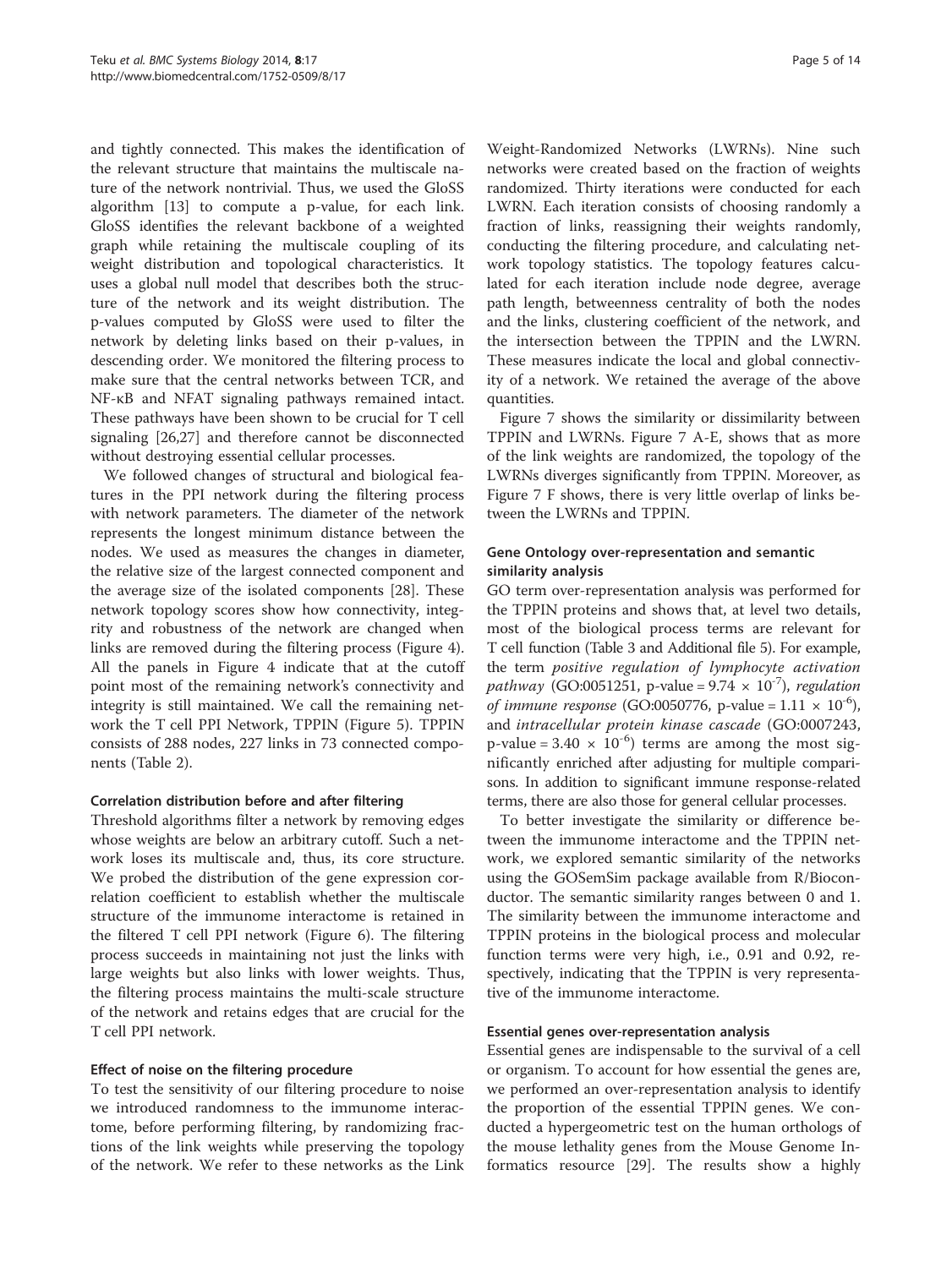and tightly connected. This makes the identification of the relevant structure that maintains the multiscale nature of the network nontrivial. Thus, we used the GloSS algorithm [13] to compute a p-value, for each link. GloSS identifies the relevant backbone of a weighted graph while retaining the multiscale coupling of its weight distribution and topological characteristics. It uses a global null model that describes both the structure of the network and its weight distribution. The p-values computed by GloSS were used to filter the network by deleting links based on their p-values, in descending order. We monitored the filtering process to make sure that the central networks between TCR, and NF-κB and NFAT signaling pathways remained intact. These pathways have been shown to be crucial for T cell signaling [26,27] and therefore cannot be disconnected without destroying essential cellular processes.

We followed changes of structural and biological features in the PPI network during the filtering process with network parameters. The diameter of the network represents the longest minimum distance between the nodes. We used as measures the changes in diameter, the relative size of the largest connected component and the average size of the isolated components [28]. These network topology scores show how connectivity, integrity and robustness of the network are changed when links are removed during the filtering process (Figure 4). All the panels in Figure 4 indicate that at the cutoff point most of the remaining network's connectivity and integrity is still maintained. We call the remaining network the T cell PPI Network, TPPIN (Figure 5). TPPIN consists of 288 nodes, 227 links in 73 connected components (Table 2).

#### Correlation distribution before and after filtering

Threshold algorithms filter a network by removing edges whose weights are below an arbitrary cutoff. Such a network loses its multiscale and, thus, its core structure. We probed the distribution of the gene expression correlation coefficient to establish whether the multiscale structure of the immunome interactome is retained in the filtered T cell PPI network (Figure 6). The filtering process succeeds in maintaining not just the links with large weights but also links with lower weights. Thus, the filtering process maintains the multi-scale structure of the network and retains edges that are crucial for the T cell PPI network.

#### Effect of noise on the filtering procedure

To test the sensitivity of our filtering procedure to noise we introduced randomness to the immunome interactome, before performing filtering, by randomizing fractions of the link weights while preserving the topology of the network. We refer to these networks as the Link Weight-Randomized Networks (LWRNs). Nine such networks were created based on the fraction of weights randomized. Thirty iterations were conducted for each LWRN. Each iteration consists of choosing randomly a fraction of links, reassigning their weights randomly, conducting the filtering procedure, and calculating network topology statistics. The topology features calculated for each iteration include node degree, average path length, betweenness centrality of both the nodes and the links, clustering coefficient of the network, and the intersection between the TPPIN and the LWRN. These measures indicate the local and global connectivity of a network. We retained the average of the above quantities.

Figure 7 shows the similarity or dissimilarity between TPPIN and LWRNs. Figure 7 A-E, shows that as more of the link weights are randomized, the topology of the LWRNs diverges significantly from TPPIN. Moreover, as Figure 7 F shows, there is very little overlap of links between the LWRNs and TPPIN.

#### Gene Ontology over-representation and semantic similarity analysis

GO term over-representation analysis was performed for the TPPIN proteins and shows that, at level two details, most of the biological process terms are relevant for T cell function (Table 3 and Additional file 5). For example, the term *positive regulation of lymphocyte activation pathway* (GO:0051251, p-value = $9.74 \times 10^{-7}$), *regulation of immune response* (GO:0050776, p-value = $1.11 \times 10^{-6}$), and *intracellular protein kinase cascade* (GO:0007243, p-value = $3.40 \times 10^{-6}$) terms are among the most significantly enriched after adjusting for multiple comparisons. In addition to significant immune response-related terms, there are also those for general cellular processes.

To better investigate the similarity or difference between the immunome interactome and the TPPIN network, we explored semantic similarity of the networks using the GOSemSim package available from R/Bioconductor. The semantic similarity ranges between 0 and 1. The similarity between the immunome interactome and TPPIN proteins in the biological process and molecular function terms were very high, i.e., 0.91 and 0.92, respectively, indicating that the TPPIN is very representative of the immunome interactome.

#### Essential genes over-representation analysis

Essential genes are indispensable to the survival of a cell or organism. To account for how essential the genes are, we performed an over-representation analysis to identify the proportion of the essential TPPIN genes. We conducted a hypergeometric test on the human orthologs of the mouse lethality genes from the Mouse Genome Informatics resource [29]. The results show a highly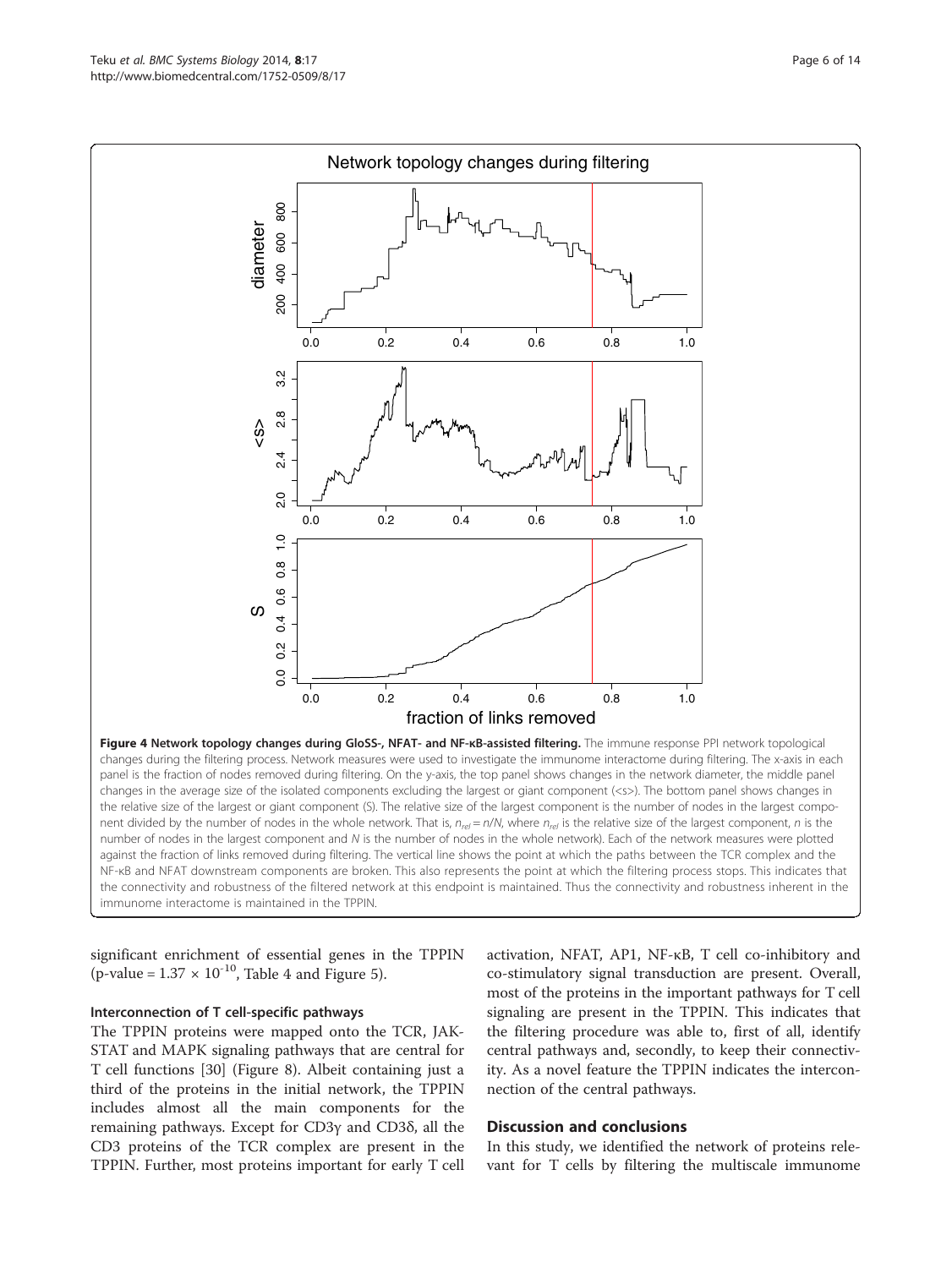**Figure 4 Network topology changes during GloSS-, NFAT- and NF-κB-assisted filtering.** The immune response PPI network topological changes during the filtering process. Network measures were used to investigate the immunome interactome during filtering. The x-axis in each panel is the fraction of nodes removed during filtering. On the y-axis, the top panel shows changes in the network diameter, the middle panel changes in the average size of the isolated components excluding the largest or giant component (<s>). The bottom panel shows changes in the relative size of the largest or giant component (S). The relative size of the largest component is the number of nodes in the largest component divided by the number of nodes in the whole network. That is, $n_{rel} = n/N$, where $n_{rel}$ is the relative size of the largest component, $n$ is the number of nodes in the largest component and $N$ is the number of nodes in the whole network). Each of the network measures were plotted against the fraction of links removed during filtering. The vertical line shows the point at which the paths between the TCR complex and the NF-κB and NFAT downstream components are broken. This also represents the point at which the filtering process stops. This indicates that the connectivity and robustness of the filtered network at this endpoint is maintained. Thus the connectivity and robustness inherent in the immunome interactome is maintained in the TPPIN.

significant enrichment of essential genes in the TPPIN (p-value = $1.37 \times 10^{-10}$, Table 4 and Figure 5).

### Interconnection of T cell-specific pathways

The TPPIN proteins were mapped onto the TCR, JAK-STAT and MAPK signaling pathways that are central for T cell functions [30] (Figure 8). Albeit containing just a third of the proteins in the initial network, the TPPIN includes almost all the main components for the remaining pathways. Except for CD3γ and CD3δ, all the CD3 proteins of the TCR complex are present in the TPPIN. Further, most proteins important for early T cell activation, NFAT, AP1, NF-κB, T cell co-inhibitory and co-stimulatory signal transduction are present. Overall, most of the proteins in the important pathways for T cell signaling are present in the TPPIN. This indicates that the filtering procedure was able to, first of all, identify central pathways and, secondly, to keep their connectivity. As a novel feature the TPPIN indicates the interconnection of the central pathways.

## Discussion and conclusions

In this study, we identified the network of proteins relevant for T cells by filtering the multiscale immunome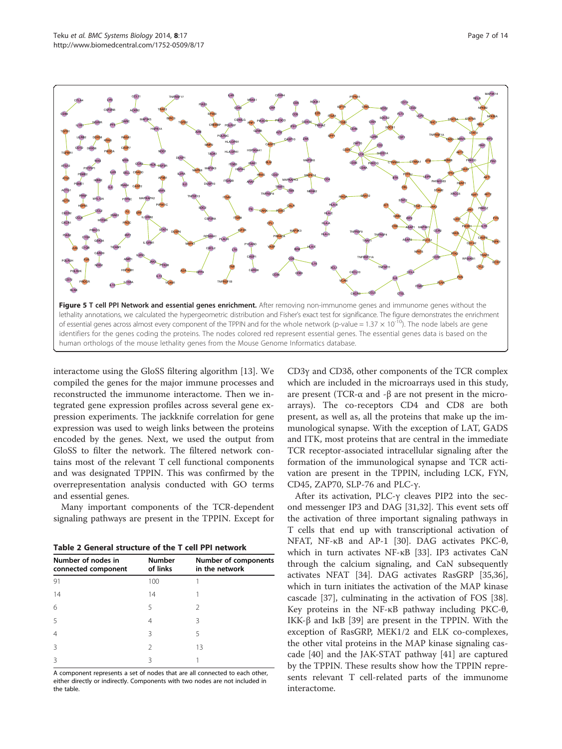**Figure 5 T cell PPI Network and essential genes enrichment.** After removing non-immunome genes and immunome genes without the lethality annotations, we calculated the hypergeometric distribution and Fisher's exact test for significance. The figure demonstrates the enrichment of essential genes across almost every component of the TPPIN and for the whole network (p-value = $1.37 \times 10^{-10}$). The node labels are gene identifiers for the genes coding the proteins. The nodes colored red represent essential genes. The essential genes data is based on the human orthologs of the mouse lethality genes from the Mouse Genome Informatics database.

interactome using the GloSS filtering algorithm [13]. We compiled the genes for the major immune processes and reconstructed the immunome interactome. Then we integrated gene expression profiles across several gene expression experiments. The jackknife correlation for gene expression was used to weigh links between the proteins encoded by the genes. Next, we used the output from GloSS to filter the network. The filtered network contains most of the relevant T cell functional components and was designated TPPIN. This was confirmed by the overrepresentation analysis conducted with GO terms and essential genes.

Many important components of the TCR-dependent signaling pathways are present in the TPPIN. Except for CD3γ and CD3δ, other components of the TCR complex which are included in the microarrays used in this study, are present (TCR-α and -β are not present in the microarrays). The co-receptors CD4 and CD8 are both present, as well as, all the proteins that make up the immunological synapse. With the exception of LAT, GADS and ITK, most proteins that are central in the immediate TCR receptor-associated intracellular signaling after the formation of the immunological synapse and TCR activation are present in the TPPIN, including LCK, FYN, CD45, ZAP70, SLP-76 and PLC-γ.

**Table 2 General structure of the T cell PPI network**

| Number of nodes in connected component | Number of links | Number of components in the network |
|---|---|---|
| 91 | 100 | 1 |
| 14 | 14 | 1 |
| 6 | 5 | 2 |
| 5 | 4 | 3 |
| 4 | 3 | 5 |
| 3 | 2 | 13 |
| 3 | 3 | 1 |

A component represents a set of nodes that are all connected to each other, either directly or indirectly. Components with two nodes are not included in the table.

After its activation, PLC-γ cleaves PIP2 into the second messenger IP3 and DAG [31,32]. This event sets off the activation of three important signaling pathways in T cells that end up with transcriptional activation of NFAT, NF-κB and AP-1 [30]. DAG activates PKC-θ, which in turn activates NF-κB [33]. IP3 activates CaN through the calcium signaling, and CaN subsequently activates NFAT [34]. DAG activates RasGRP [35,36], which in turn initiates the activation of the MAP kinase cascade [37], culminating in the activation of FOS [38]. Key proteins in the NF-κB pathway including PKC-θ, IKK-β and IκB [39] are present in the TPPIN. With the exception of RasGRP, MEK1/2 and ELK co-complexes, the other vital proteins in the MAP kinase signaling cascade [40] and the JAK-STAT pathway [41] are captured by the TPPIN. These results show how the TPPIN represents relevant T cell-related parts of the immunome interactome.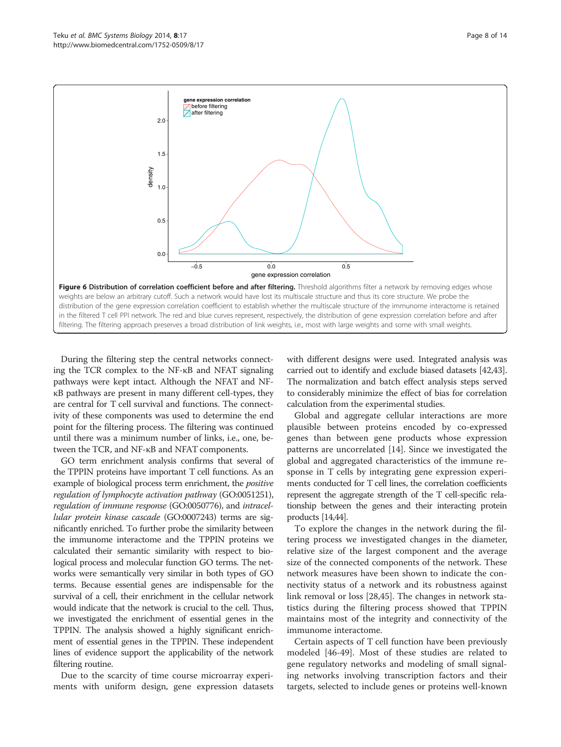gene expression correlation
before filtering
after filtering

2.0
1.5
1.0
0.5
0.0

density

−0.5
0.0
0.5

gene expression correlation

**Figure 6 Distribution of correlation coefficient before and after filtering.** Threshold algorithms filter a network by removing edges whose weights are below an arbitrary cutoff. Such a network would have lost its multiscale structure and thus its core structure. We probe the distribution of the gene expression correlation coefficient to establish whether the multiscale structure of the immunome interactome is retained in the filtered T cell PPI network. The red and blue curves represent, respectively, the distribution of gene expression correlation before and after filtering. The filtering approach preserves a broad distribution of link weights, i.e., most with large weights and some with small weights.

During the filtering step the central networks connecting the TCR complex to the NF-κB and NFAT signaling pathways were kept intact. Although the NFAT and NF-κB pathways are present in many different cell-types, they are central for T cell survival and functions. The connectivity of these components was used to determine the end point for the filtering process. The filtering was continued until there was a minimum number of links, i.e., one, between the TCR, and NF-κB and NFAT components.

GO term enrichment analysis confirms that several of the TPPIN proteins have important T cell functions. As an example of biological process term enrichment, the *positive regulation of lymphocyte activation pathway* (GO:0051251), *regulation of immune response* (GO:0050776), and *intracellular protein kinase cascade* (GO:0007243) terms are significantly enriched. To further probe the similarity between the immunome interactome and the TPPIN proteins we calculated their semantic similarity with respect to biological process and molecular function GO terms. The networks were semantically very similar in both types of GO terms. Because essential genes are indispensable for the survival of a cell, their enrichment in the cellular network would indicate that the network is crucial to the cell. Thus, we investigated the enrichment of essential genes in the TPPIN. The analysis showed a highly significant enrichment of essential genes in the TPPIN. These independent lines of evidence support the applicability of the network filtering routine.

Due to the scarcity of time course microarray experiments with uniform design, gene expression datasets with different designs were used. Integrated analysis was carried out to identify and exclude biased datasets [42,43]. The normalization and batch effect analysis steps served to considerably minimize the effect of bias for correlation calculation from the experimental studies.

Global and aggregate cellular interactions are more plausible between proteins encoded by co-expressed genes than between gene products whose expression patterns are uncorrelated [14]. Since we investigated the global and aggregated characteristics of the immune response in T cells by integrating gene expression experiments conducted for T cell lines, the correlation coefficients represent the aggregate strength of the T cell-specific relationship between the genes and their interacting protein products [14,44].

To explore the changes in the network during the filtering process we investigated changes in the diameter, relative size of the largest component and the average size of the connected components of the network. These network measures have been shown to indicate the connectivity status of a network and its robustness against link removal or loss [28,45]. The changes in network statistics during the filtering process showed that TPPIN maintains most of the integrity and connectivity of the immunome interactome.

Certain aspects of T cell function have been previously modeled [46-49]. Most of these studies are related to gene regulatory networks and modeling of small signaling networks involving transcription factors and their targets, selected to include genes or proteins well-known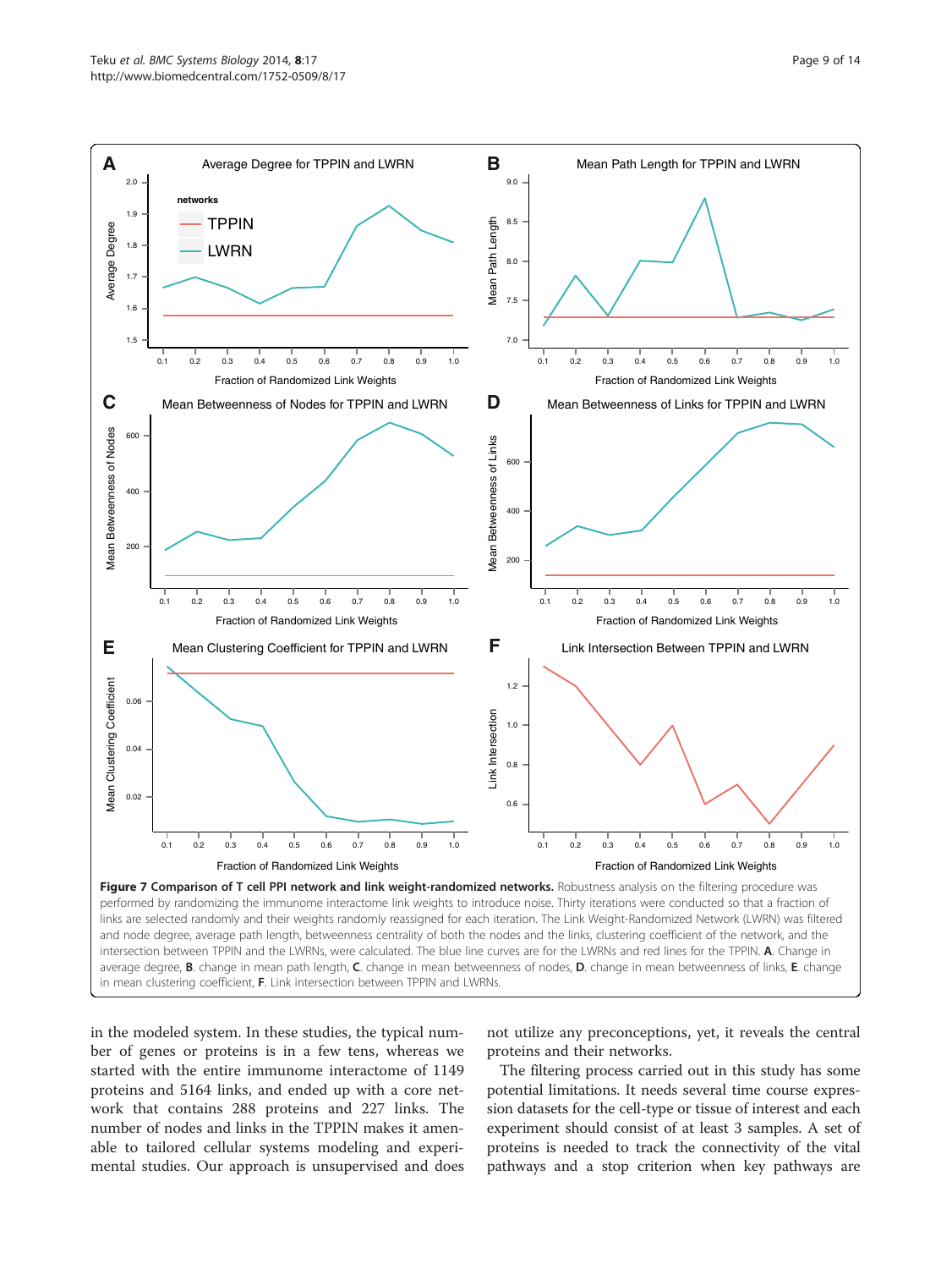**Figure 7 Comparison of T cell PPI network and link weight-randomized networks.** Robustness analysis on the filtering procedure was performed by randomizing the immunome interactome link weights to introduce noise. Thirty iterations were conducted so that a fraction of links are selected randomly and their weights randomly reassigned for each iteration. The Link Weight-Randomized Network (LWRN) was filtered and node degree, average path length, betweenness centrality of both the nodes and the links, clustering coefficient of the network, and the intersection between TPPIN and the LWRNs, were calculated. The blue line curves are for the LWRNs and red lines for the TPPIN. **A**. Change in average degree, **B**. change in mean path length, **C**. change in mean betweenness of nodes, **D**. change in mean betweenness of links, **E**. change in mean clustering coefficient, **F**. Link intersection between TPPIN and LWRNs.

in the modeled system. In these studies, the typical number of genes or proteins is in a few tens, whereas we started with the entire immunome interactome of 1149 proteins and 5164 links, and ended up with a core network that contains 288 proteins and 227 links. The number of nodes and links in the TPPIN makes it amenable to tailored cellular systems modeling and experimental studies. Our approach is unsupervised and does not utilize any preconceptions, yet, it reveals the central proteins and their networks.

The filtering process carried out in this study has some potential limitations. It needs several time course expression datasets for the cell-type or tissue of interest and each experiment should consist of at least 3 samples. A set of proteins is needed to track the connectivity of the vital pathways and a stop criterion when key pathways are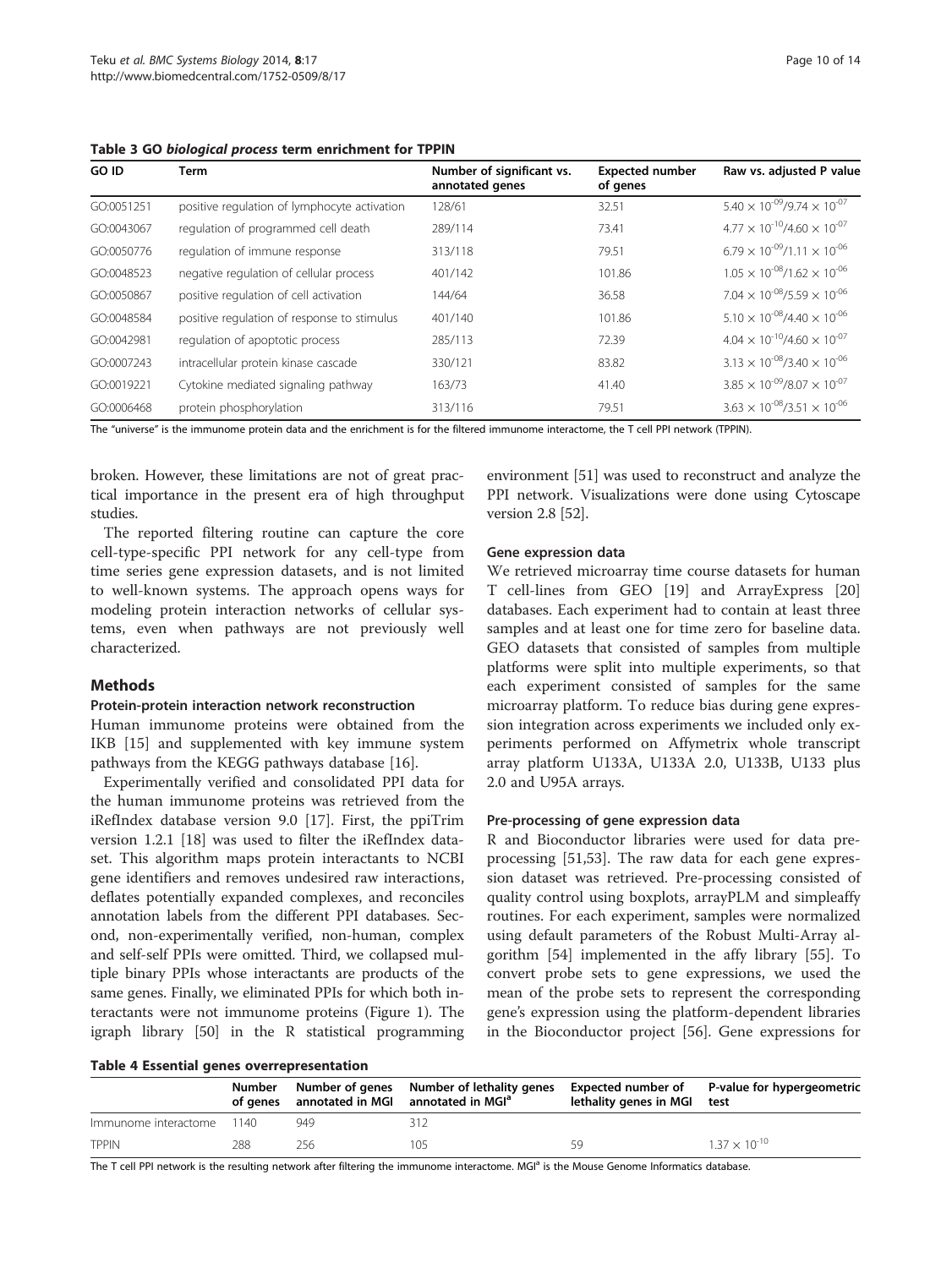**Table 3 GO *biological process* term enrichment for TPPIN**

| GO ID | Term | Number of significant vs. annotated genes | Expected number of genes | Raw vs. adjusted P value |
|---|---|---|---|---|
| GO:0051251 | positive regulation of lymphocyte activation | 128/61 | 32.51 | $5.40 \times 10^{-09}/9.74 \times 10^{-07}$ |
| GO:0043067 | regulation of programmed cell death | 289/114 | 73.41 | $4.77 \times 10^{-10}/4.60 \times 10^{-07}$ |
| GO:0050776 | regulation of immune response | 313/118 | 79.51 | $6.79 \times 10^{-09}/1.11 \times 10^{-06}$ |
| GO:0048523 | negative regulation of cellular process | 401/142 | 101.86 | $1.05 \times 10^{-08}/1.62 \times 10^{-06}$ |
| GO:0050867 | positive regulation of cell activation | 144/64 | 36.58 | $7.04 \times 10^{-08}/5.59 \times 10^{-06}$ |
| GO:0048584 | positive regulation of response to stimulus | 401/140 | 101.86 | $5.10 \times 10^{-08}/4.40 \times 10^{-06}$ |
| GO:0042981 | regulation of apoptotic process | 285/113 | 72.39 | $4.04 \times 10^{-10}/4.60 \times 10^{-07}$ |
| GO:0007243 | intracellular protein kinase cascade | 330/121 | 83.82 | $3.13 \times 10^{-08}/3.40 \times 10^{-06}$ |
| GO:0019221 | Cytokine mediated signaling pathway | 163/73 | 41.40 | $3.85 \times 10^{-09}/8.07 \times 10^{-07}$ |
| GO:0006468 | protein phosphorylation | 313/116 | 79.51 | $3.63 \times 10^{-08}/3.51 \times 10^{-06}$ |

The "universe" is the immunome protein data and the enrichment is for the filtered immunome interactome, the T cell PPI network (TPPIN).

broken. However, these limitations are not of great practical importance in the present era of high throughput studies.

The reported filtering routine can capture the core cell-type-specific PPI network for any cell-type from time series gene expression datasets, and is not limited to well-known systems. The approach opens ways for modeling protein interaction networks of cellular systems, even when pathways are not previously well characterized.

## Methods

### Protein-protein interaction network reconstruction

Human immunome proteins were obtained from the IKB [15] and supplemented with key immune system pathways from the KEGG pathways database [16].

Experimentally verified and consolidated PPI data for the human immunome proteins was retrieved from the iRefIndex database version 9.0 [17]. First, the ppiTrim version 1.2.1 [18] was used to filter the iRefIndex dataset. This algorithm maps protein interactants to NCBI gene identifiers and removes undesired raw interactions, deflates potentially expanded complexes, and reconciles annotation labels from the different PPI databases. Second, non-experimentally verified, non-human, complex and self-self PPIs were omitted. Third, we collapsed multiple binary PPIs whose interactants are products of the same genes. Finally, we eliminated PPIs for which both interactants were not immunome proteins (Figure 1). The igraph library [50] in the R statistical programming environment [51] was used to reconstruct and analyze the PPI network. Visualizations were done using Cytoscape version 2.8 [52].

### Gene expression data

We retrieved microarray time course datasets for human T cell-lines from GEO [19] and ArrayExpress [20] databases. Each experiment had to contain at least three samples and at least one for time zero for baseline data. GEO datasets that consisted of samples from multiple platforms were split into multiple experiments, so that each experiment consisted of samples for the same microarray platform. To reduce bias during gene expression integration across experiments we included only experiments performed on Affymetrix whole transcript array platform U133A, U133A 2.0, U133B, U133 plus 2.0 and U95A arrays.

### Pre-processing of gene expression data

R and Bioconductor libraries were used for data preprocessing [51,53]. The raw data for each gene expression dataset was retrieved. Pre-processing consisted of quality control using boxplots, arrayPLM and simpleaffy routines. For each experiment, samples were normalized using default parameters of the Robust Multi-Array algorithm [54] implemented in the affy library [55]. To convert probe sets to gene expressions, we used the mean of the probe sets to represent the corresponding gene's expression using the platform-dependent libraries in the Bioconductor project [56]. Gene expressions for

**Table 4 Essential genes overrepresentation**

| | Number of genes | Number of genes annotated in MGI | Number of lethality genes annotated in MGI[a] | Expected number of lethality genes in MGI | P-value for hypergeometric test |
|---|---|---|---|---|---|
| Immunome interactome | 1140 | 949 | 312 | | |
| TPPIN | 288 | 256 | 105 | 59 | $1.37 \times 10^{-10}$ |

The T cell PPI network is the resulting network after filtering the immunome interactome. MGI[a] is the Mouse Genome Informatics database.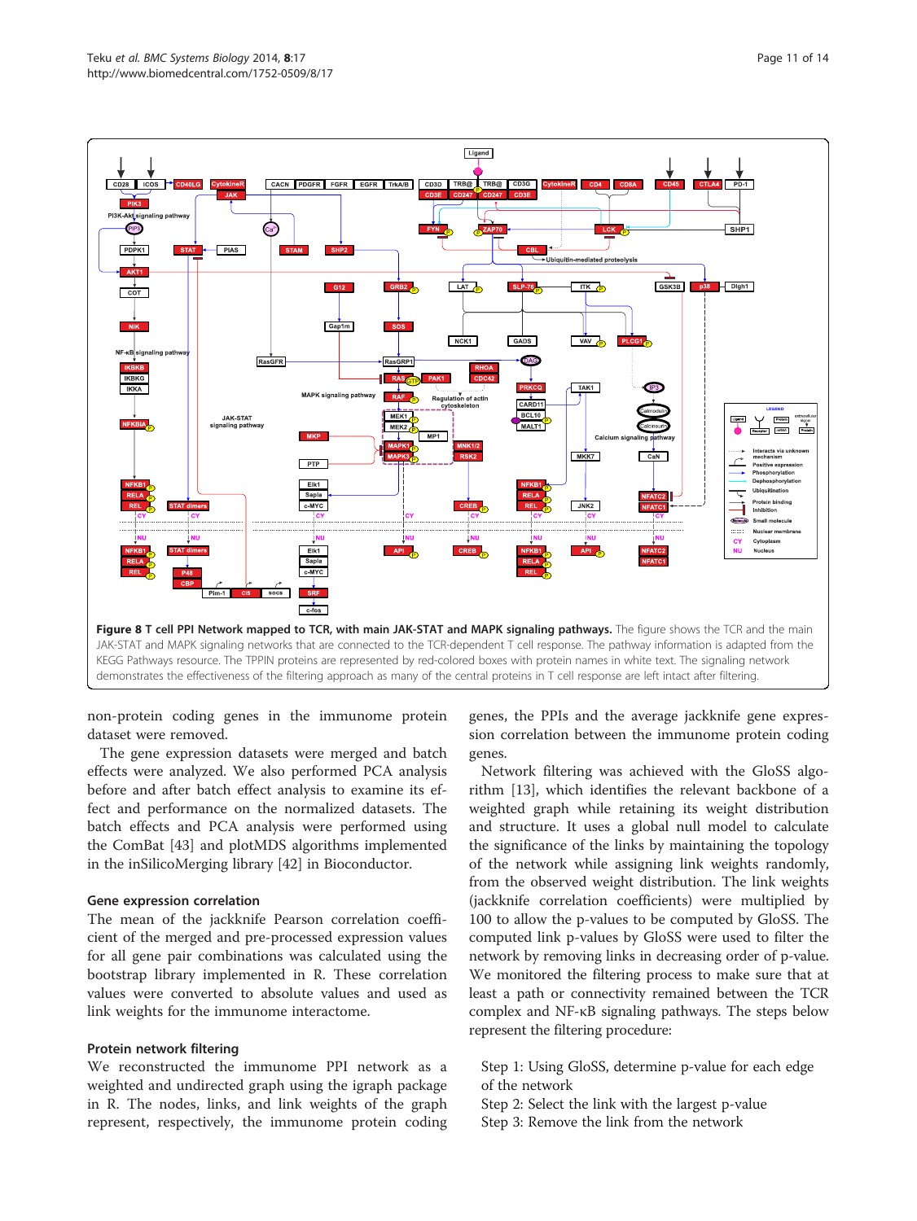**Figure 8 T cell PPI Network mapped to TCR, with main JAK-STAT and MAPK signaling pathways.** The figure shows the TCR and the main JAK-STAT and MAPK signaling networks that are connected to the TCR-dependent T cell response. The pathway information is adapted from the KEGG Pathways resource. The TPPIN proteins are represented by red-colored boxes with protein names in white text. The signaling network demonstrates the effectiveness of the filtering approach as many of the central proteins in T cell response are left intact after filtering.

non-protein coding genes in the immunome protein dataset were removed.

The gene expression datasets were merged and batch effects were analyzed. We also performed PCA analysis before and after batch effect analysis to examine its effect and performance on the normalized datasets. The batch effects and PCA analysis were performed using the ComBat [43] and plotMDS algorithms implemented in the inSilicoMerging library [42] in Bioconductor.

### Gene expression correlation

The mean of the jackknife Pearson correlation coefficient of the merged and pre-processed expression values for all gene pair combinations was calculated using the bootstrap library implemented in R. These correlation values were converted to absolute values and used as link weights for the immunome interactome.

### Protein network filtering

We reconstructed the immunome PPI network as a weighted and undirected graph using the igraph package in R. The nodes, links, and link weights of the graph represent, respectively, the immunome protein coding genes, the PPIs and the average jackknife gene expression correlation between the immunome protein coding genes.

Network filtering was achieved with the GloSS algorithm [13], which identifies the relevant backbone of a weighted graph while retaining its weight distribution and structure. It uses a global null model to calculate the significance of the links by maintaining the topology of the network while assigning link weights randomly, from the observed weight distribution. The link weights (jackknife correlation coefficients) were multiplied by 100 to allow the p-values to be computed by GloSS. The computed link p-values by GloSS were used to filter the network by removing links in decreasing order of p-value. We monitored the filtering process to make sure that at least a path or connectivity remained between the TCR complex and NF-κB signaling pathways. The steps below represent the filtering procedure:

Step 1: Using GloSS, determine p-value for each edge of the network
Step 2: Select the link with the largest p-value
Step 3: Remove the link from the network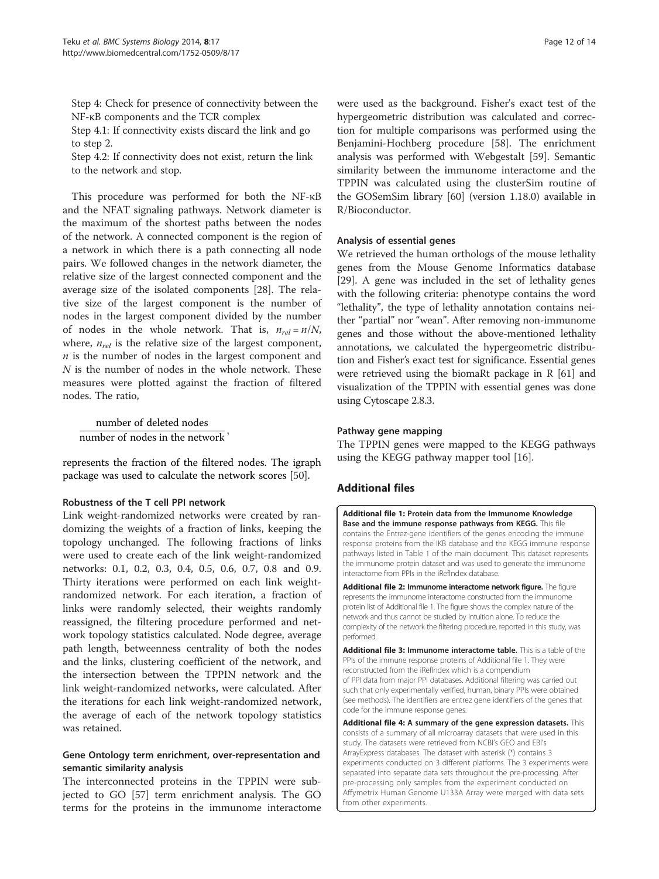Step 4: Check for presence of connectivity between the NF-κB components and the TCR complex

Step 4.1: If connectivity exists discard the link and go to step 2.

Step 4.2: If connectivity does not exist, return the link to the network and stop.

This procedure was performed for both the NF-κB and the NFAT signaling pathways. Network diameter is the maximum of the shortest paths between the nodes of the network. A connected component is the region of a network in which there is a path connecting all node pairs. We followed changes in the network diameter, the relative size of the largest connected component and the average size of the isolated components [28]. The relative size of the largest component is the number of nodes in the largest component divided by the number of nodes in the whole network. That is, $n_{rel} = n/N$, where, $n_{rel}$ is the relative size of the largest component, $n$ is the number of nodes in the largest component and $N$ is the number of nodes in the whole network. These measures were plotted against the fraction of filtered nodes. The ratio,

$$\frac{\text{number of deleted nodes}}{\text{number of nodes in the network}},$$

represents the fraction of the filtered nodes. The igraph package was used to calculate the network scores [50].

### Robustness of the T cell PPI network

Link weight-randomized networks were created by randomizing the weights of a fraction of links, keeping the topology unchanged. The following fractions of links were used to create each of the link weight-randomized networks: 0.1, 0.2, 0.3, 0.4, 0.5, 0.6, 0.7, 0.8 and 0.9. Thirty iterations were performed on each link weight-randomized network. For each iteration, a fraction of links were randomly selected, their weights randomly reassigned, the filtering procedure performed and network topology statistics calculated. Node degree, average path length, betweenness centrality of both the nodes and the links, clustering coefficient of the network, and the intersection between the TPPIN network and the link weight-randomized networks, were calculated. After the iterations for each link weight-randomized network, the average of each of the network topology statistics was retained.

### Gene Ontology term enrichment, over-representation and semantic similarity analysis

The interconnected proteins in the TPPIN were subjected to GO [57] term enrichment analysis. The GO terms for the proteins in the immunome interactome were used as the background. Fisher's exact test of the hypergeometric distribution was calculated and correction for multiple comparisons was performed using the Benjamini-Hochberg procedure [58]. The enrichment analysis was performed with Webgestalt [59]. Semantic similarity between the immunome interactome and the TPPIN was calculated using the clusterSim routine of the GOSemSim library [60] (version 1.18.0) available in R/Bioconductor.

### Analysis of essential genes

We retrieved the human orthologs of the mouse lethality genes from the Mouse Genome Informatics database [29]. A gene was included in the set of lethality genes with the following criteria: phenotype contains the word "lethality", the type of lethality annotation contains neither "partial" nor "wean". After removing non-immunome genes and those without the above-mentioned lethality annotations, we calculated the hypergeometric distribution and Fisher's exact test for significance. Essential genes were retrieved using the biomaRt package in R [61] and visualization of the TPPIN with essential genes was done using Cytoscape 2.8.3.

### Pathway gene mapping

The TPPIN genes were mapped to the KEGG pathways using the KEGG pathway mapper tool [16].

## Additional files

**Additional file 1: Protein data from the Immunome Knowledge Base and the immune response pathways from KEGG.** This file contains the Entrez-gene identifiers of the genes encoding the immune response proteins from the IKB database and the KEGG immune response pathways listed in Table 1 of the main document. This dataset represents the immunome protein dataset and was used to generate the immunome interactome from PPIs in the iRefIndex database.

**Additional file 2: Immunome interactome network figure.** The figure represents the immunome interactome constructed from the immunome protein list of Additional file 1. The figure shows the complex nature of the network and thus cannot be studied by intuition alone. To reduce the complexity of the network the filtering procedure, reported in this study, was performed.

**Additional file 3: Immunome interactome table.** This is a table of the PPIs of the immune response proteins of Additional file 1. They were reconstructed from the iRefIndex which is a compendium of PPI data from major PPI databases. Additional filtering was carried out such that only experimentally verified, human, binary PPIs were obtained (see methods). The identifiers are entrez gene identifiers of the genes that code for the immune response genes.

**Additional file 4: A summary of the gene expression datasets.** This consists of a summary of all microarray datasets that were used in this study. The datasets were retrieved from NCBI's GEO and EBI's ArrayExpress databases. The dataset with asterisk (*) contains 3 experiments conducted on 3 different platforms. The 3 experiments were separated into separate data sets throughout the pre-processing. After pre-processing only samples from the experiment conducted on Affymetrix Human Genome U133A Array were merged with data sets from other experiments.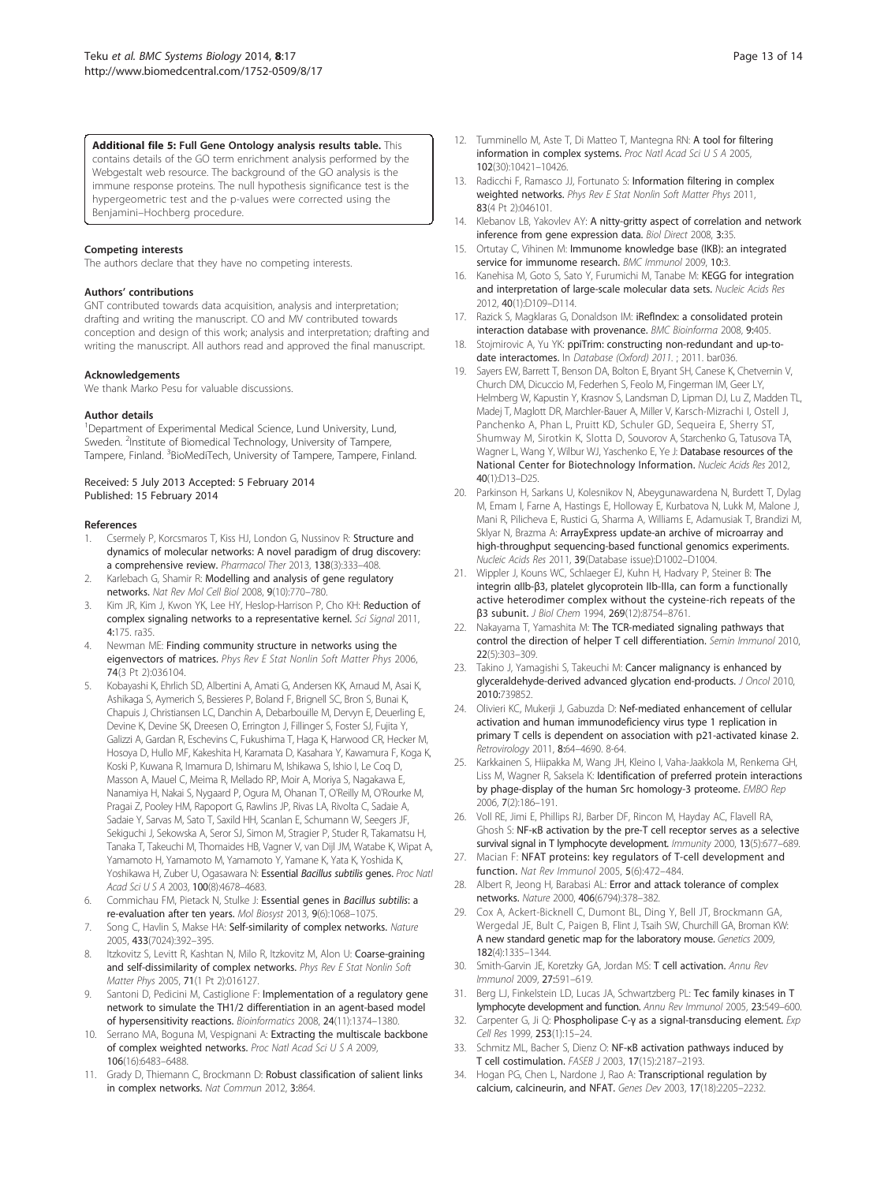**Additional file 5: Full Gene Ontology analysis results table.** This contains details of the GO term enrichment analysis performed by the Webgestalt web resource. The background of the GO analysis is the immune response proteins. The null hypothesis significance test is the hypergeometric test and the p-values were corrected using the Benjamini–Hochberg procedure.

#### Competing interests

The authors declare that they have no competing interests.

#### Authors' contributions

GNT contributed towards data acquisition, analysis and interpretation; drafting and writing the manuscript. CO and MV contributed towards conception and design of this work; analysis and interpretation; drafting and writing the manuscript. All authors read and approved the final manuscript.

#### Acknowledgements

We thank Marko Pesu for valuable discussions.

#### Author details

[1]Department of Experimental Medical Science, Lund University, Lund, Sweden. [2]Institute of Biomedical Technology, University of Tampere, Tampere, Finland. [3]BioMediTech, University of Tampere, Tampere, Finland.

Received: 5 July 2013 Accepted: 5 February 2014
Published: 15 February 2014

#### References

1. Csermely P, Korcsmaros T, Kiss HJ, London G, Nussinov R: **Structure and dynamics of molecular networks: A novel paradigm of drug discovery: a comprehensive review.** *Pharmacol Ther* 2013, **138**(3):333–408.
2. Karlebach G, Shamir R: **Modelling and analysis of gene regulatory networks.** *Nat Rev Mol Cell Biol* 2008, **9**(10):770–780.
3. Kim JR, Kim J, Kwon YK, Lee HY, Heslop-Harrison P, Cho KH: **Reduction of complex signaling networks to a representative kernel.** *Sci Signal* 2011, **4**:175. ra35.
4. Newman ME: **Finding community structure in networks using the eigenvectors of matrices.** *Phys Rev E Stat Nonlin Soft Matter Phys* 2006, **74**(3 Pt 2):036104.
5. Kobayashi K, Ehrlich SD, Albertini A, Amati G, Andersen KK, Arnaud M, Asai K, Ashikaga S, Aymerich S, Bessieres P, Boland F, Brignell SC, Bron S, Bunai K, Chapuis J, Christiansen LC, Danchin A, Debarbouille M, Dervyn E, Deuerling E, Devine K, Devine SK, Dreesen O, Errington J, Fillinger S, Foster SJ, Fujita Y, Galizzi A, Gardan R, Eschevins C, Fukushima T, Haga K, Harwood CR, Hecker M, Hosoya D, Hullo MF, Kakeshita H, Karamata D, Kasahara Y, Kawamura F, Koga K, Koski P, Kuwana R, Imamura D, Ishimaru M, Ishikawa S, Ishio I, Le Coq D, Masson A, Mauel C, Meima R, Mellado RP, Moir A, Moriya S, Nagakawa E, Nanamiya H, Nakai S, Nygaard P, Ogura M, Ohanan T, O'Reilly M, O'Rourke M, Pragai Z, Pooley HM, Rapoport G, Rawlins JP, Rivas LA, Rivolta C, Sadaie A, Sadaie Y, Sarvas M, Sato T, Saxild HH, Scanlan E, Schumann W, Seegers JF, Sekiguchi J, Sekowska A, Seror SJ, Simon M, Stragier P, Studer R, Takamatsu H, Tanaka T, Takeuchi M, Thomaides HB, Vagner V, van Dijl JM, Watabe K, Wipat A, Yamamoto H, Yamamoto M, Yamamoto Y, Yamane K, Yata K, Yoshida K, Yoshikawa H, Zuber U, Ogasawara N: **Essential *Bacillus subtilis* genes.** *Proc Natl Acad Sci U S A* 2003, **100**(8):4678–4683.
6. Commichau FM, Pietack N, Stulke J: **Essential genes in *Bacillus subtilis*: a re-evaluation after ten years.** *Mol Biosyst* 2013, **9**(6):1068–1075.
7. Song C, Havlin S, Makse HA: **Self-similarity of complex networks.** *Nature* 2005, **433**(7024):392–395.
8. Itzkovitz S, Levitt R, Kashtan N, Milo R, Itzkovitz M, Alon U: **Coarse-graining and self-dissimilarity of complex networks.** *Phys Rev E Stat Nonlin Soft Matter Phys* 2005, **71**(1 Pt 2):016127.
9. Santoni D, Pedicini M, Castiglione F: **Implementation of a regulatory gene network to simulate the TH1/2 differentiation in an agent-based model of hypersensitivity reactions.** *Bioinformatics* 2008, **24**(11):1374–1380.
10. Serrano MA, Boguna M, Vespignani A: **Extracting the multiscale backbone of complex weighted networks.** *Proc Natl Acad Sci U S A* 2009, **106**(16):6483–6488.
11. Grady D, Thiemann C, Brockmann D: **Robust classification of salient links in complex networks.** *Nat Commun* 2012, **3**:864.
12. Tumminello M, Aste T, Di Matteo T, Mantegna RN: **A tool for filtering information in complex systems.** *Proc Natl Acad Sci U S A* 2005, **102**(30):10421–10426.
13. Radicchi F, Ramasco JJ, Fortunato S: **Information filtering in complex weighted networks.** *Phys Rev E Stat Nonlin Soft Matter Phys* 2011, **83**(4 Pt 2):046101.
14. Klebanov LB, Yakovlev AY: **A nitty-gritty aspect of correlation and network inference from gene expression data.** *Biol Direct* 2008, **3**:35.
15. Ortutay C, Vihinen M: **Immunome knowledge base (IKB): an integrated service for immunome research.** *BMC Immunol* 2009, **10**:3.
16. Kanehisa M, Goto S, Sato Y, Furumichi M, Tanabe M: **KEGG for integration and interpretation of large-scale molecular data sets.** *Nucleic Acids Res* 2012, **40**(1):D109–D114.
17. Razick S, Magklaras G, Donaldson IM: **iRefIndex: a consolidated protein interaction database with provenance.** *BMC Bioinforma* 2008, **9**:405.
18. Stojmirovic A, Yu YK: **ppiTrim: constructing non-redundant and up-to-date interactomes.** In *Database (Oxford) 2011*. ; 2011. bar036.
19. Sayers EW, Barrett T, Benson DA, Bolton E, Bryant SH, Canese K, Chetvernin V, Church DM, Dicuccio M, Federhen S, Feolo M, Fingerman IM, Geer LY, Helmberg W, Kapustin Y, Krasnov S, Landsman D, Lipman DJ, Lu Z, Madden TL, Madej T, Maglott DR, Marchler-Bauer A, Miller V, Karsch-Mizrachi I, Ostell J, Panchenko A, Phan L, Pruitt KD, Schuler GD, Sequeira E, Sherry ST, Shumway M, Sirotkin K, Slotta D, Souvorov A, Starchenko G, Tatusova TA, Wagner L, Wang Y, Wilbur WJ, Yaschenko E, Ye J: **Database resources of the National Center for Biotechnology Information.** *Nucleic Acids Res* 2012, **40**(1):D13–D25.
20. Parkinson H, Sarkans U, Kolesnikov N, Abeygunawardena N, Burdett T, Dylag M, Emam I, Farne A, Hastings E, Holloway E, Kurbatova N, Lukk M, Malone J, Mani R, Pilicheva E, Rustici G, Sharma A, Williams E, Adamusiak T, Brandizi M, Sklyar N, Brazma A: **ArrayExpress update-an archive of microarray and high-throughput sequencing-based functional genomics experiments.** *Nucleic Acids Res* 2011, **39**(Database issue):D1002–D1004.
21. Wippler J, Kouns WC, Schlaeger EJ, Kuhn H, Hadvary P, Steiner B: **The integrin αIIb-β3, platelet glycoprotein IIb-IIIa, can form a functionally active heterodimer complex without the cysteine-rich repeats of the β3 subunit.** *J Biol Chem* 1994, **269**(12):8754–8761.
22. Nakayama T, Yamashita M: **The TCR-mediated signaling pathways that control the direction of helper T cell differentiation.** *Semin Immunol* 2010, **22**(5):303–309.
23. Takino J, Yamagishi S, Takeuchi M: **Cancer malignancy is enhanced by glyceraldehyde-derived advanced glycation end-products.** *J Oncol* 2010, **2010**:739852.
24. Olivieri KC, Mukerji J, Gabuzda D: **Nef-mediated enhancement of cellular activation and human immunodeficiency virus type 1 replication in primary T cells is dependent on association with p21-activated kinase 2.** *Retrovirology* 2011, **8**:64–4690. 8-64.
25. Karkkainen S, Hiipakka M, Wang JH, Kleino I, Vaha-Jaakkola M, Renkema GH, Liss M, Wagner R, Saksela K: **Identification of preferred protein interactions by phage-display of the human Src homology-3 proteome.** *EMBO Rep* 2006, **7**(2):186–191.
26. Voll RE, Jimi E, Phillips RJ, Barber DF, Rincon M, Hayday AC, Flavell RA, Ghosh S: **NF-κB activation by the pre-T cell receptor serves as a selective survival signal in T lymphocyte development.** *Immunity* 2000, **13**(5):677–689.
27. Macian F: **NFAT proteins: key regulators of T-cell development and function.** *Nat Rev Immunol* 2005, **5**(6):472–484.
28. Albert R, Jeong H, Barabasi AL: **Error and attack tolerance of complex networks.** *Nature* 2000, **406**(6794):378–382.
29. Cox A, Ackert-Bicknell C, Dumont BL, Ding Y, Bell JT, Brockmann GA, Wergedal JE, Bult C, Paigen B, Flint J, Tsaih SW, Churchill GA, Broman KW: **A new standard genetic map for the laboratory mouse.** *Genetics* 2009, **182**(4):1335–1344.
30. Smith-Garvin JE, Koretzky GA, Jordan MS: **T cell activation.** *Annu Rev Immunol* 2009, **27**:591–619.
31. Berg LJ, Finkelstein LD, Lucas JA, Schwartzberg PL: **Tec family kinases in T lymphocyte development and function.** *Annu Rev Immunol* 2005, **23**:549–600.
32. Carpenter G, Ji Q: **Phospholipase C-γ as a signal-transducing element.** *Exp Cell Res* 1999, **253**(1):15–24.
33. Schmitz ML, Bacher S, Dienz O: **NF-κB activation pathways induced by T cell costimulation.** *FASEB J* 2003, **17**(15):2187–2193.
34. Hogan PG, Chen L, Nardone J, Rao A: **Transcriptional regulation by calcium, calcineurin, and NFAT.** *Genes Dev* 2003, **17**(18):2205–2232.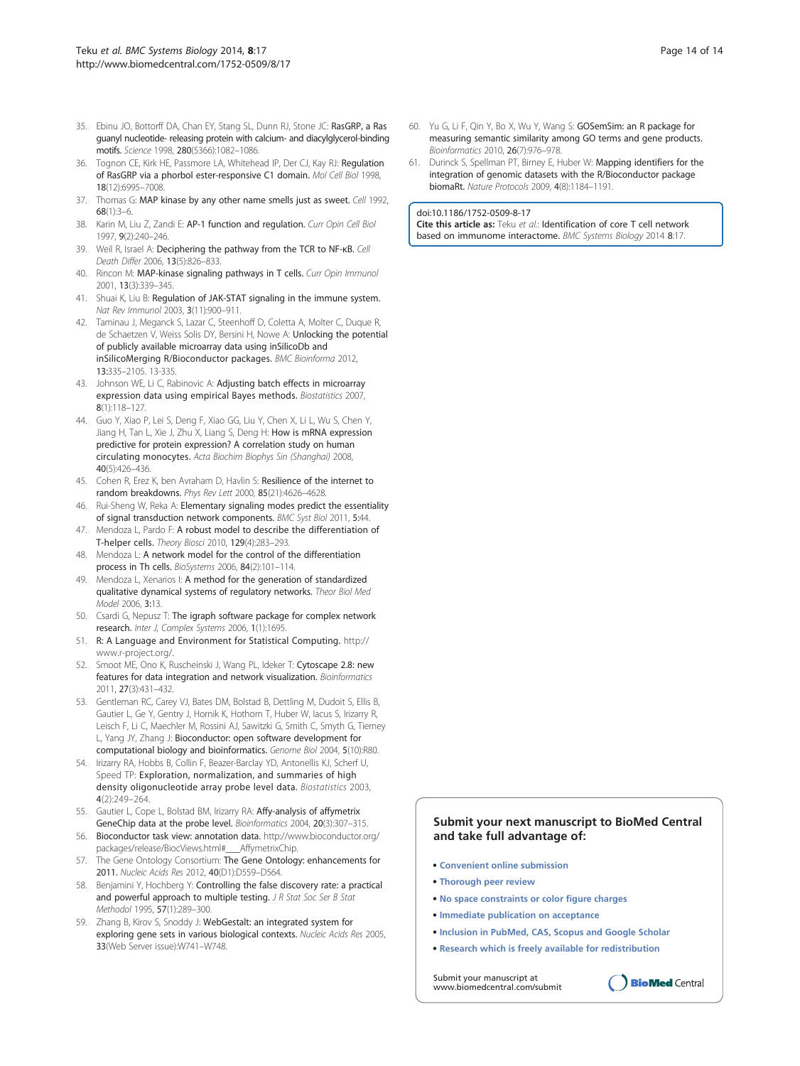35. Ebinu JO, Bottorff DA, Chan EY, Stang SL, Dunn RJ, Stone JC: **RasGRP, a Ras guanyl nucleotide- releasing protein with calcium- and diacylglycerol-binding motifs.** *Science* 1998, **280**(5366):1082–1086.
36. Tognon CE, Kirk HE, Passmore LA, Whitehead IP, Der CJ, Kay RJ: **Regulation of RasGRP via a phorbol ester-responsive C1 domain.** *Mol Cell Biol* 1998, **18**(12):6995–7008.
37. Thomas G: **MAP kinase by any other name smells just as sweet.** *Cell* 1992, **68**(1):3–6.
38. Karin M, Liu Z, Zandi E: **AP-1 function and regulation.** *Curr Opin Cell Biol* 1997, **9**(2):240–246.
39. Weil R, Israel A: **Deciphering the pathway from the TCR to NF-κB.** *Cell Death Differ* 2006, **13**(5):826–833.
40. Rincon M: **MAP-kinase signaling pathways in T cells.** *Curr Opin Immunol* 2001, **13**(3):339–345.
41. Shuai K, Liu B: **Regulation of JAK-STAT signaling in the immune system.** *Nat Rev Immunol* 2003, **3**(11):900–911.
42. Taminau J, Meganck S, Lazar C, Steenhoff D, Coletta A, Molter C, Duque R, de Schaetzen V, Weiss Solis DY, Bersini H, Nowe A: **Unlocking the potential of publicly available microarray data using inSilicoDb and inSilicoMerging R/Bioconductor packages.** *BMC Bioinforma* 2012, **13**:335–2105. 13-335.
43. Johnson WE, Li C, Rabinovic A: **Adjusting batch effects in microarray expression data using empirical Bayes methods.** *Biostatistics* 2007, **8**(1):118–127.
44. Guo Y, Xiao P, Lei S, Deng F, Xiao GG, Liu Y, Chen X, Li L, Wu S, Chen Y, Jiang H, Tan L, Xie J, Zhu X, Liang S, Deng H: **How is mRNA expression predictive for protein expression? A correlation study on human circulating monocytes.** *Acta Biochim Biophys Sin (Shanghai)* 2008, **40**(5):426–436.
45. Cohen R, Erez K, ben Avraham D, Havlin S: **Resilience of the internet to random breakdowns.** *Phys Rev Lett* 2000, **85**(21):4626–4628.
46. Rui-Sheng W, Reka A: **Elementary signaling modes predict the essentiality of signal transduction network components.** *BMC Syst Biol* 2011, **5**:44.
47. Mendoza L, Pardo F: **A robust model to describe the differentiation of T-helper cells.** *Theory Biosci* 2010, **129**(4):283–293.
48. Mendoza L: **A network model for the control of the differentiation process in Th cells.** *BioSystems* 2006, **84**(2):101–114.
49. Mendoza L, Xenarios I: **A method for the generation of standardized qualitative dynamical systems of regulatory networks.** *Theor Biol Med Model* 2006, **3**:13.
50. Csardi G, Nepusz T: **The igraph software package for complex network research.** *Inter J, Complex Systems* 2006, **1**(1):1695.
51. **R: A Language and Environment for Statistical Computing.** http://www.r-project.org/.
52. Smoot ME, Ono K, Ruscheinski J, Wang PL, Ideker T: **Cytoscape 2.8: new features for data integration and network visualization.** *Bioinformatics* 2011, **27**(3):431–432.
53. Gentleman RC, Carey VJ, Bates DM, Bolstad B, Dettling M, Dudoit S, Ellis B, Gautier L, Ge Y, Gentry J, Hornik K, Hothorn T, Huber W, Iacus S, Irizarry R, Leisch F, Li C, Maechler M, Rossini AJ, Sawitzki G, Smith C, Smyth G, Tierney L, Yang JY, Zhang J: **Bioconductor: open software development for computational biology and bioinformatics.** *Genome Biol* 2004, **5**(10):R80.
54. Irizarry RA, Hobbs B, Collin F, Beazer-Barclay YD, Antonellis KJ, Scherf U, Speed TP: **Exploration, normalization, and summaries of high density oligonucleotide array probe level data.** *Biostatistics* 2003, **4**(2):249–264.
55. Gautier L, Cope L, Bolstad BM, Irizarry RA: **Affy-analysis of affymetrix GeneChip data at the probe level.** *Bioinformatics* 2004, **20**(3):307–315.
56. **Bioconductor task view: annotation data.** http://www.bioconductor.org/packages/release/BiocViews.html#___AffymetrixChip.
57. The Gene Ontology Consortium: **The Gene Ontology: enhancements for 2011.** *Nucleic Acids Res* 2012, **40**(D1):D559–D564.
58. Benjamini Y, Hochberg Y: **Controlling the false discovery rate: a practical and powerful approach to multiple testing.** *J R Stat Soc Ser B Stat Methodol* 1995, **57**(1):289–300.
59. Zhang B, Kirov S, Snoddy J: **WebGestalt: an integrated system for exploring gene sets in various biological contexts.** *Nucleic Acids Res* 2005, **33**(Web Server issue):W741–W748.
60. Yu G, Li F, Qin Y, Bo X, Wu Y, Wang S: **GOSemSim: an R package for measuring semantic similarity among GO terms and gene products.** *Bioinformatics* 2010, **26**(7):976–978.
61. Durinck S, Spellman PT, Birney E, Huber W: **Mapping identifiers for the integration of genomic datasets with the R/Bioconductor package biomaRt.** *Nature Protocols* 2009, **4**(8):1184–1191.

doi:10.1186/1752-0509-8-17
**Cite this article as:** Teku *et al.*: Identification of core T cell network based on immunome interactome. *BMC Systems Biology* 2014 **8**:17.

**Submit your next manuscript to BioMed Central and take full advantage of:**

- Convenient online submission
- Thorough peer review
- No space constraints or color figure charges
- Immediate publication on acceptance
- Inclusion in PubMed, CAS, Scopus and Google Scholar
- Research which is freely available for redistribution

Submit your manuscript at www.biomedcentral.com/submit

BioMed Central